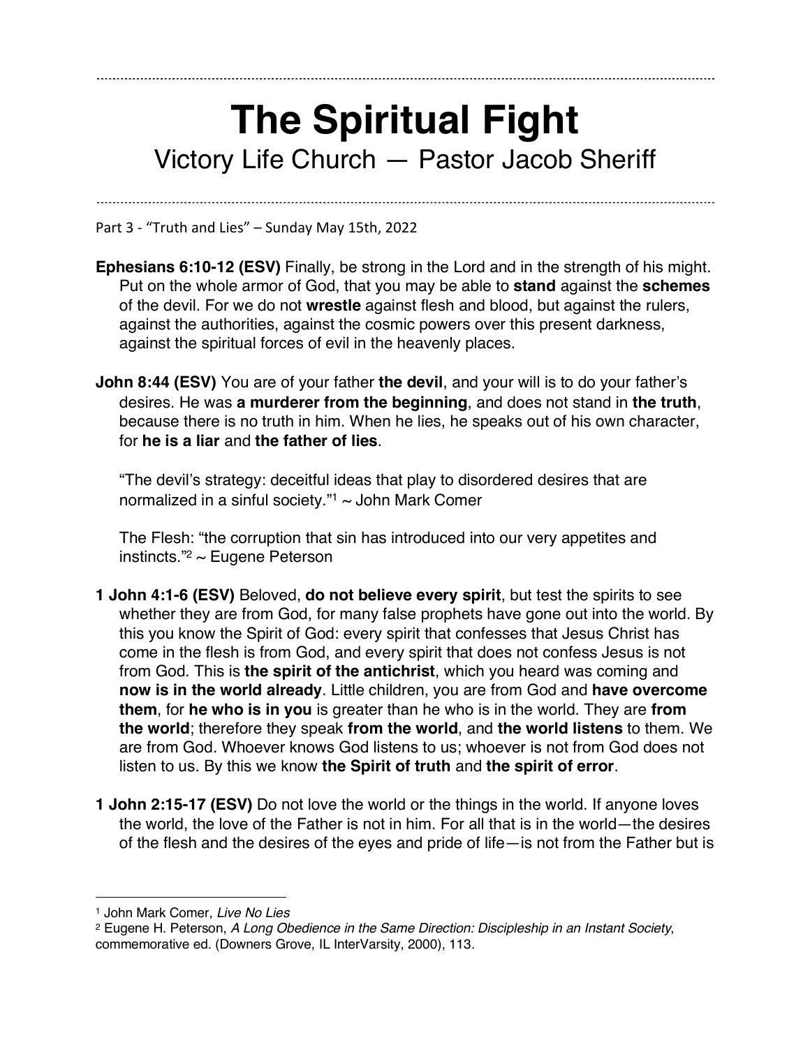# The Spiritual Fight

Victory Life Church — Pastor Jacob Sheriff

Part 3 - "Truth and Lies" – Sunday May 15th, 2022

**Ephesians 6:10-12 (ESV)** Finally, be strong in the Lord and in the strength of his might. Put on the whole armor of God, that you may be able to **stand** against the **schemes** of the devil. For we do not **wrestle** against flesh and blood, but against the rulers, against the authorities, against the cosmic powers over this present darkness, against the spiritual forces of evil in the heavenly places.

**John 8:44 (ESV)** You are of your father **the devil**, and your will is to do your father's desires. He was **a murderer from the beginning**, and does not stand in **the truth**, because there is no truth in him. When he lies, he speaks out of his own character, for **he is a liar** and **the father of lies**.

> "The devil's strategy: deceitful ideas that play to disordered desires that are normalized in a sinful society."[1] ~ John Mark Comer
>
> The Flesh: "the corruption that sin has introduced into our very appetites and instincts."[2] ~ Eugene Peterson

**1 John 4:1-6 (ESV)** Beloved, **do not believe every spirit**, but test the spirits to see whether they are from God, for many false prophets have gone out into the world. By this you know the Spirit of God: every spirit that confesses that Jesus Christ has come in the flesh is from God, and every spirit that does not confess Jesus is not from God. This is **the spirit of the antichrist**, which you heard was coming and **now is in the world already**. Little children, you are from God and **have overcome them**, for **he who is in you** is greater than he who is in the world. They are **from the world**; therefore they speak **from the world**, and **the world listens** to them. We are from God. Whoever knows God listens to us; whoever is not from God does not listen to us. By this we know **the Spirit of truth** and **the spirit of error**.

**1 John 2:15-17 (ESV)** Do not love the world or the things in the world. If anyone loves the world, the love of the Father is not in him. For all that is in the world—the desires of the flesh and the desires of the eyes and pride of life—is not from the Father but is

---

[1] John Mark Comer, *Live No Lies*

[2] Eugene H. Peterson, *A Long Obedience in the Same Direction: Discipleship in an Instant Society*, commemorative ed. (Downers Grove, IL InterVarsity, 2000), 113.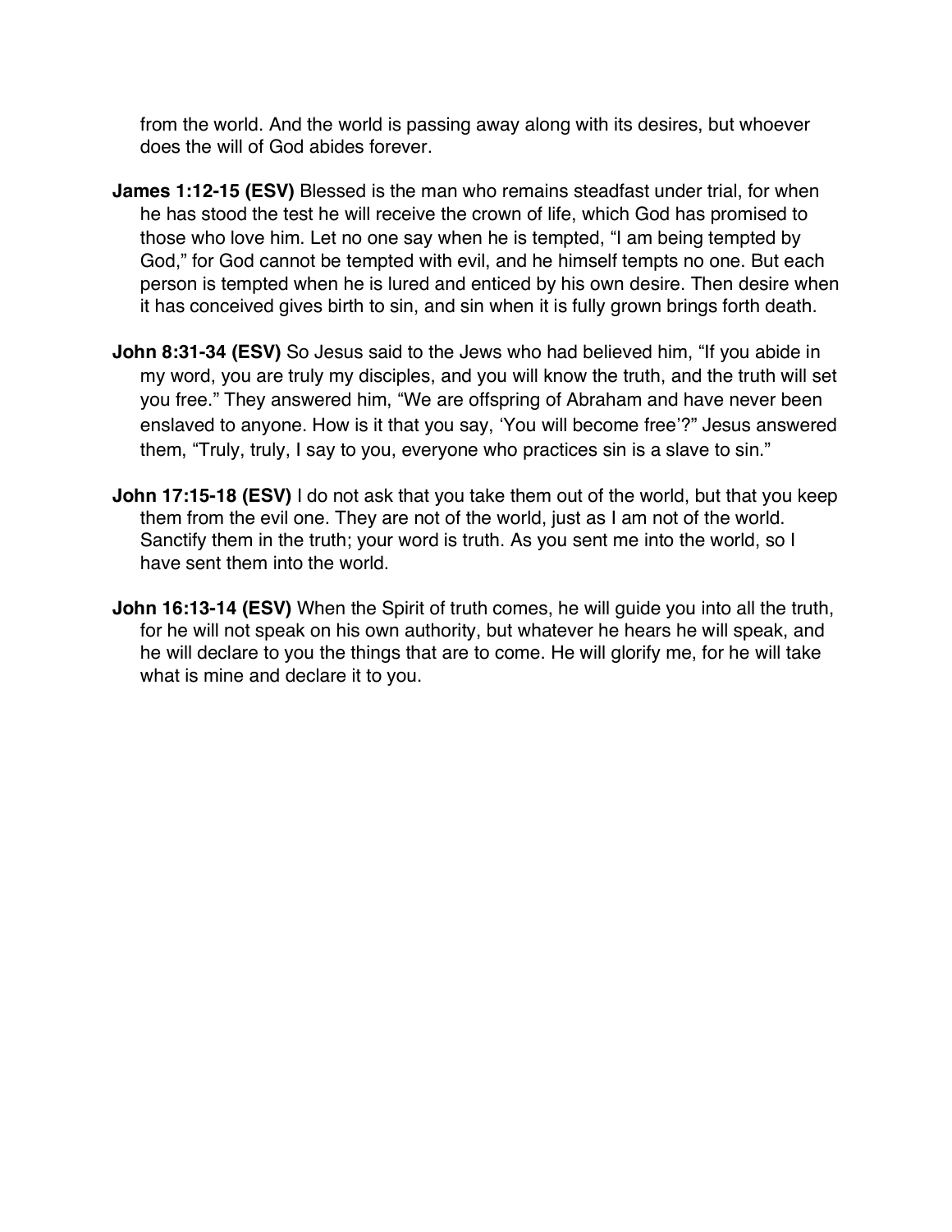from the world. And the world is passing away along with its desires, but whoever does the will of God abides forever.

**James 1:12-15 (ESV)** Blessed is the man who remains steadfast under trial, for when he has stood the test he will receive the crown of life, which God has promised to those who love him. Let no one say when he is tempted, "I am being tempted by God," for God cannot be tempted with evil, and he himself tempts no one. But each person is tempted when he is lured and enticed by his own desire. Then desire when it has conceived gives birth to sin, and sin when it is fully grown brings forth death.

**John 8:31-34 (ESV)** So Jesus said to the Jews who had believed him, "If you abide in my word, you are truly my disciples, and you will know the truth, and the truth will set you free." They answered him, "We are offspring of Abraham and have never been enslaved to anyone. How is it that you say, 'You will become free'?" Jesus answered them, "Truly, truly, I say to you, everyone who practices sin is a slave to sin."

**John 17:15-18 (ESV)** I do not ask that you take them out of the world, but that you keep them from the evil one. They are not of the world, just as I am not of the world. Sanctify them in the truth; your word is truth. As you sent me into the world, so I have sent them into the world.

**John 16:13-14 (ESV)** When the Spirit of truth comes, he will guide you into all the truth, for he will not speak on his own authority, but whatever he hears he will speak, and he will declare to you the things that are to come. He will glorify me, for he will take what is mine and declare it to you.